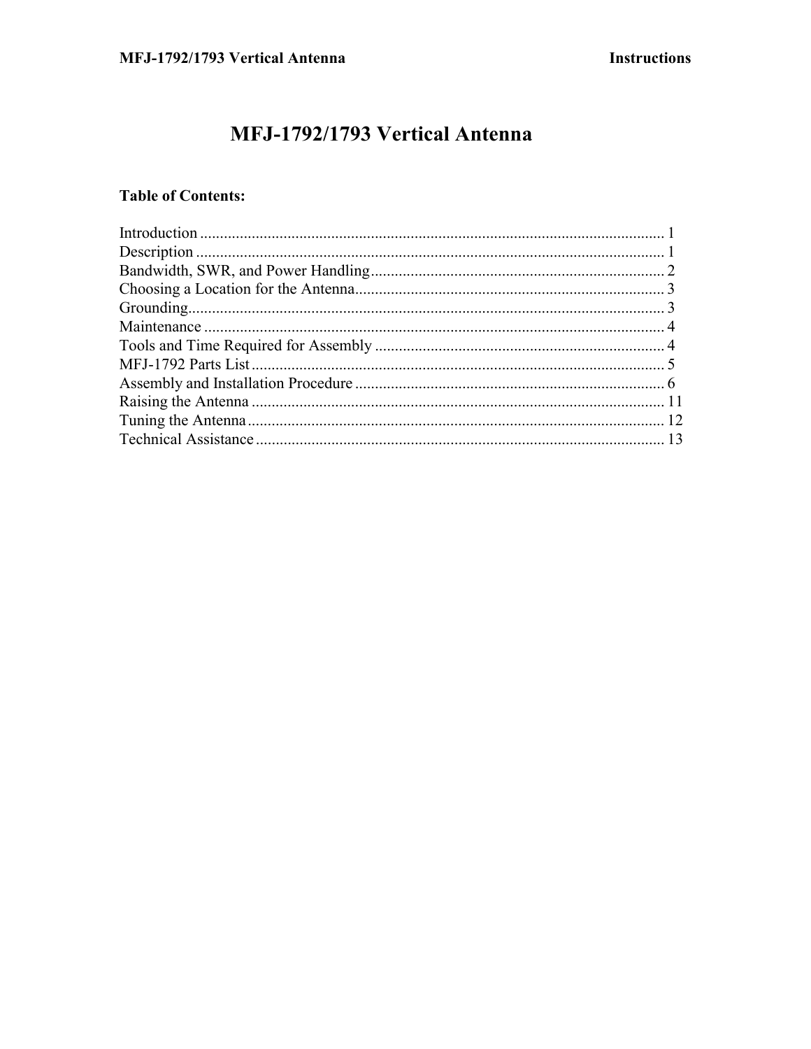# MFJ-1792/1793 Vertical Antenna

## Table of Contents:

| Section | Page |
|---|---|
| Introduction | 1 |
| Description | 1 |
| Bandwidth, SWR, and Power Handling | 2 |
| Choosing a Location for the Antenna | 3 |
| Grounding | 3 |
| Maintenance | 4 |
| Tools and Time Required for Assembly | 4 |
| MFJ-1792 Parts List | 5 |
| Assembly and Installation Procedure | 6 |
| Raising the Antenna | 11 |
| Tuning the Antenna | 12 |
| Technical Assistance | 13 |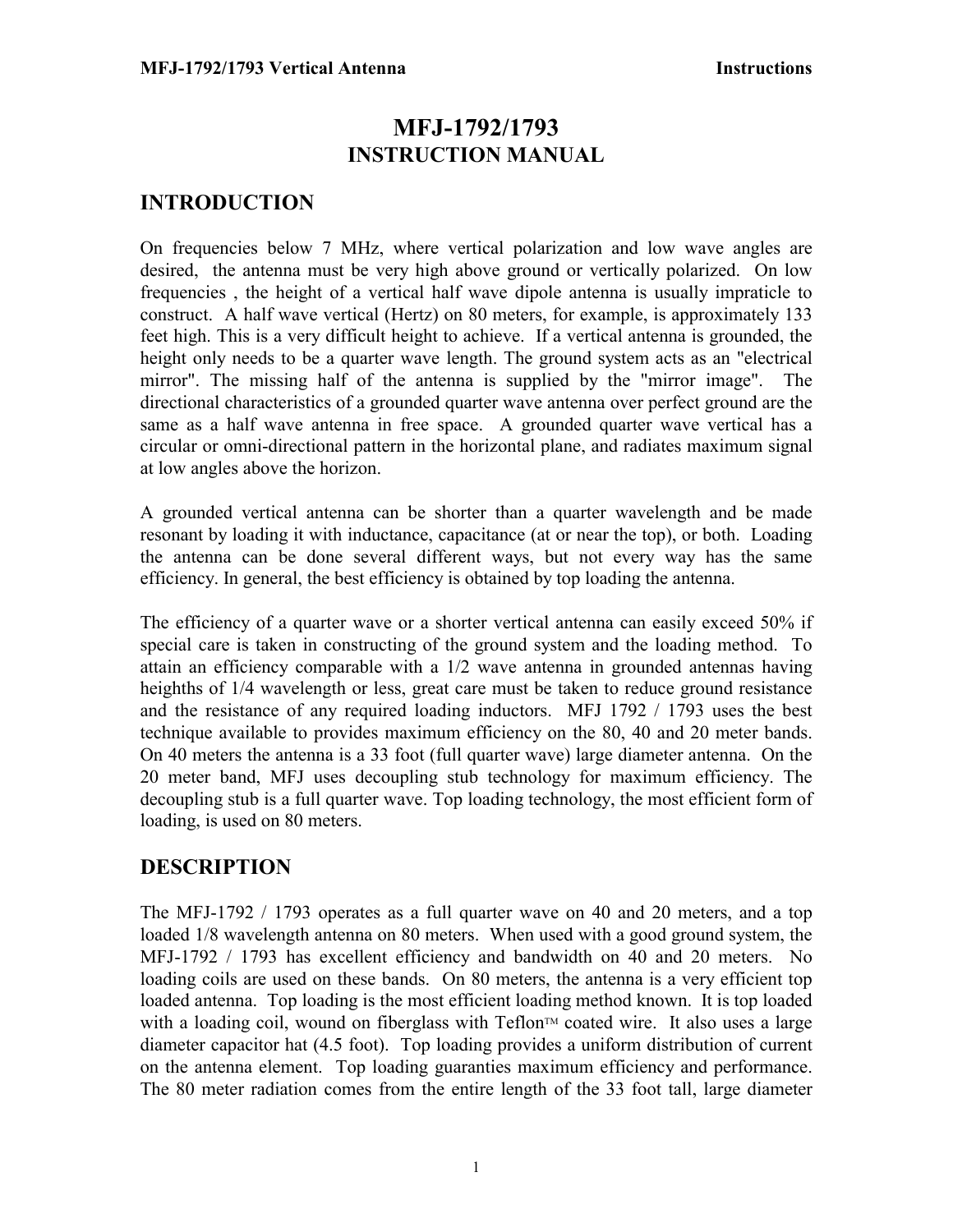# MFJ-1792/1793
## INSTRUCTION MANUAL

## INTRODUCTION

On frequencies below 7 MHz, where vertical polarization and low wave angles are desired, the antenna must be very high above ground or vertically polarized. On low frequencies , the height of a vertical half wave dipole antenna is usually impraticle to construct. A half wave vertical (Hertz) on 80 meters, for example, is approximately 133 feet high. This is a very difficult height to achieve. If a vertical antenna is grounded, the height only needs to be a quarter wave length. The ground system acts as an "electrical mirror". The missing half of the antenna is supplied by the "mirror image". The directional characteristics of a grounded quarter wave antenna over perfect ground are the same as a half wave antenna in free space. A grounded quarter wave vertical has a circular or omni-directional pattern in the horizontal plane, and radiates maximum signal at low angles above the horizon.

A grounded vertical antenna can be shorter than a quarter wavelength and be made resonant by loading it with inductance, capacitance (at or near the top), or both. Loading the antenna can be done several different ways, but not every way has the same efficiency. In general, the best efficiency is obtained by top loading the antenna.

The efficiency of a quarter wave or a shorter vertical antenna can easily exceed 50% if special care is taken in constructing of the ground system and the loading method. To attain an efficiency comparable with a 1/2 wave antenna in grounded antennas having heighths of 1/4 wavelength or less, great care must be taken to reduce ground resistance and the resistance of any required loading inductors. MFJ 1792 / 1793 uses the best technique available to provides maximum efficiency on the 80, 40 and 20 meter bands. On 40 meters the antenna is a 33 foot (full quarter wave) large diameter antenna. On the 20 meter band, MFJ uses decoupling stub technology for maximum efficiency. The decoupling stub is a full quarter wave. Top loading technology, the most efficient form of loading, is used on 80 meters.

## DESCRIPTION

The MFJ-1792 / 1793 operates as a full quarter wave on 40 and 20 meters, and a top loaded 1/8 wavelength antenna on 80 meters. When used with a good ground system, the MFJ-1792 / 1793 has excellent efficiency and bandwidth on 40 and 20 meters. No loading coils are used on these bands. On 80 meters, the antenna is a very efficient top loaded antenna. Top loading is the most efficient loading method known. It is top loaded with a loading coil, wound on fiberglass with Teflon™ coated wire. It also uses a large diameter capacitor hat (4.5 foot). Top loading provides a uniform distribution of current on the antenna element. Top loading guaranties maximum efficiency and performance. The 80 meter radiation comes from the entire length of the 33 foot tall, large diameter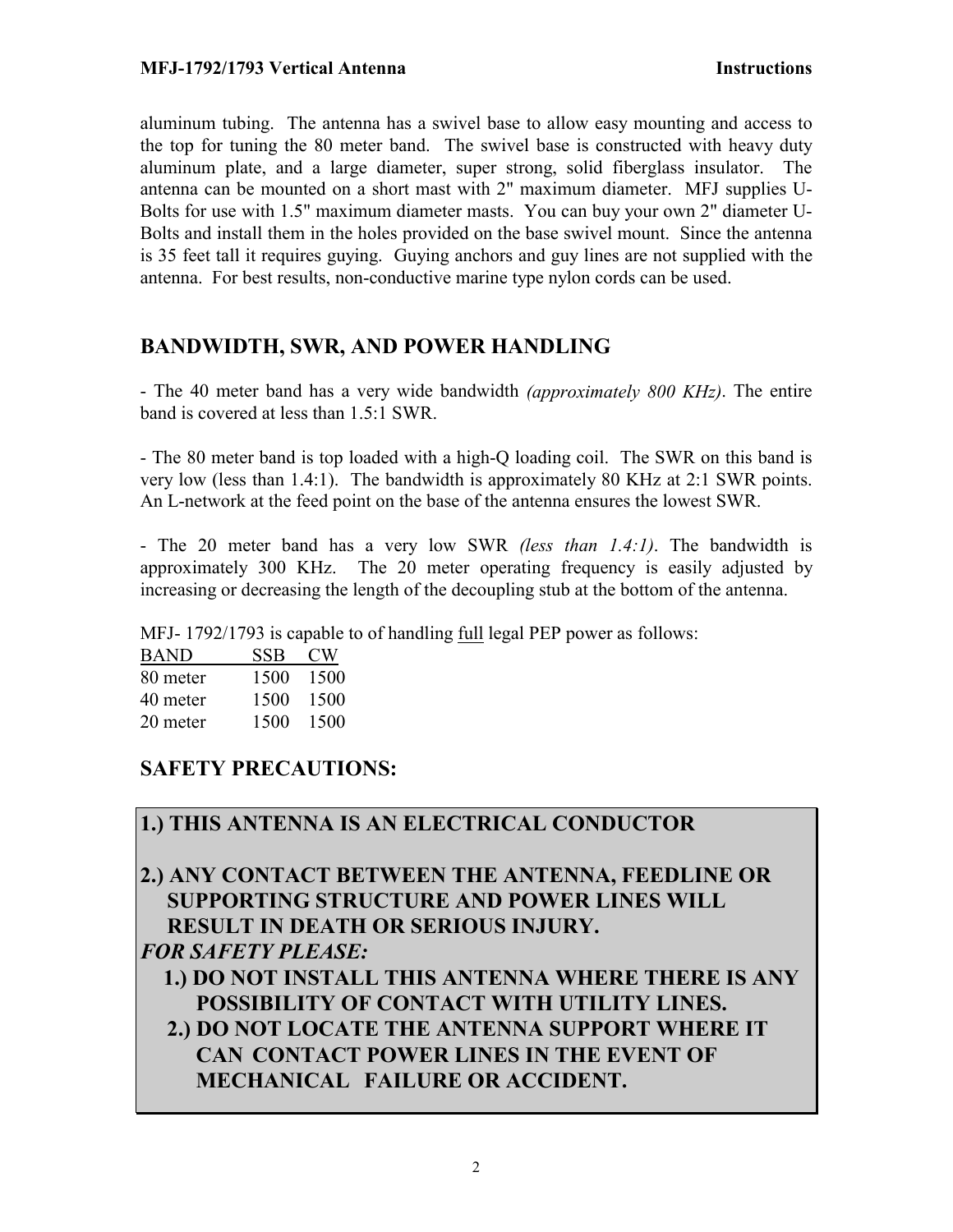aluminum tubing. The antenna has a swivel base to allow easy mounting and access to the top for tuning the 80 meter band. The swivel base is constructed with heavy duty aluminum plate, and a large diameter, super strong, solid fiberglass insulator. The antenna can be mounted on a short mast with 2" maximum diameter. MFJ supplies U-Bolts for use with 1.5" maximum diameter masts. You can buy your own 2" diameter U-Bolts and install them in the holes provided on the base swivel mount. Since the antenna is 35 feet tall it requires guying. Guying anchors and guy lines are not supplied with the antenna. For best results, non-conductive marine type nylon cords can be used.

## BANDWIDTH, SWR, AND POWER HANDLING

- The 40 meter band has a very wide bandwidth *(approximately 800 KHz)*. The entire band is covered at less than 1.5:1 SWR.

- The 80 meter band is top loaded with a high-Q loading coil. The SWR on this band is very low (less than 1.4:1). The bandwidth is approximately 80 KHz at 2:1 SWR points. An L-network at the feed point on the base of the antenna ensures the lowest SWR.

- The 20 meter band has a very low SWR *(less than 1.4:1)*. The bandwidth is approximately 300 KHz. The 20 meter operating frequency is easily adjusted by increasing or decreasing the length of the decoupling stub at the bottom of the antenna.

MFJ- 1792/1793 is capable to of handling full legal PEP power as follows:

| BAND | SSB | CW |
|---|---|---|
| 80 meter | 1500 | 1500 |
| 40 meter | 1500 | 1500 |
| 20 meter | 1500 | 1500 |

## SAFETY PRECAUTIONS:

**1.) THIS ANTENNA IS AN ELECTRICAL CONDUCTOR**

**2.) ANY CONTACT BETWEEN THE ANTENNA, FEEDLINE OR SUPPORTING STRUCTURE AND POWER LINES WILL RESULT IN DEATH OR SERIOUS INJURY.**

***FOR SAFETY PLEASE:***

**1.) DO NOT INSTALL THIS ANTENNA WHERE THERE IS ANY POSSIBILITY OF CONTACT WITH UTILITY LINES.**

**2.) DO NOT LOCATE THE ANTENNA SUPPORT WHERE IT CAN CONTACT POWER LINES IN THE EVENT OF MECHANICAL FAILURE OR ACCIDENT.**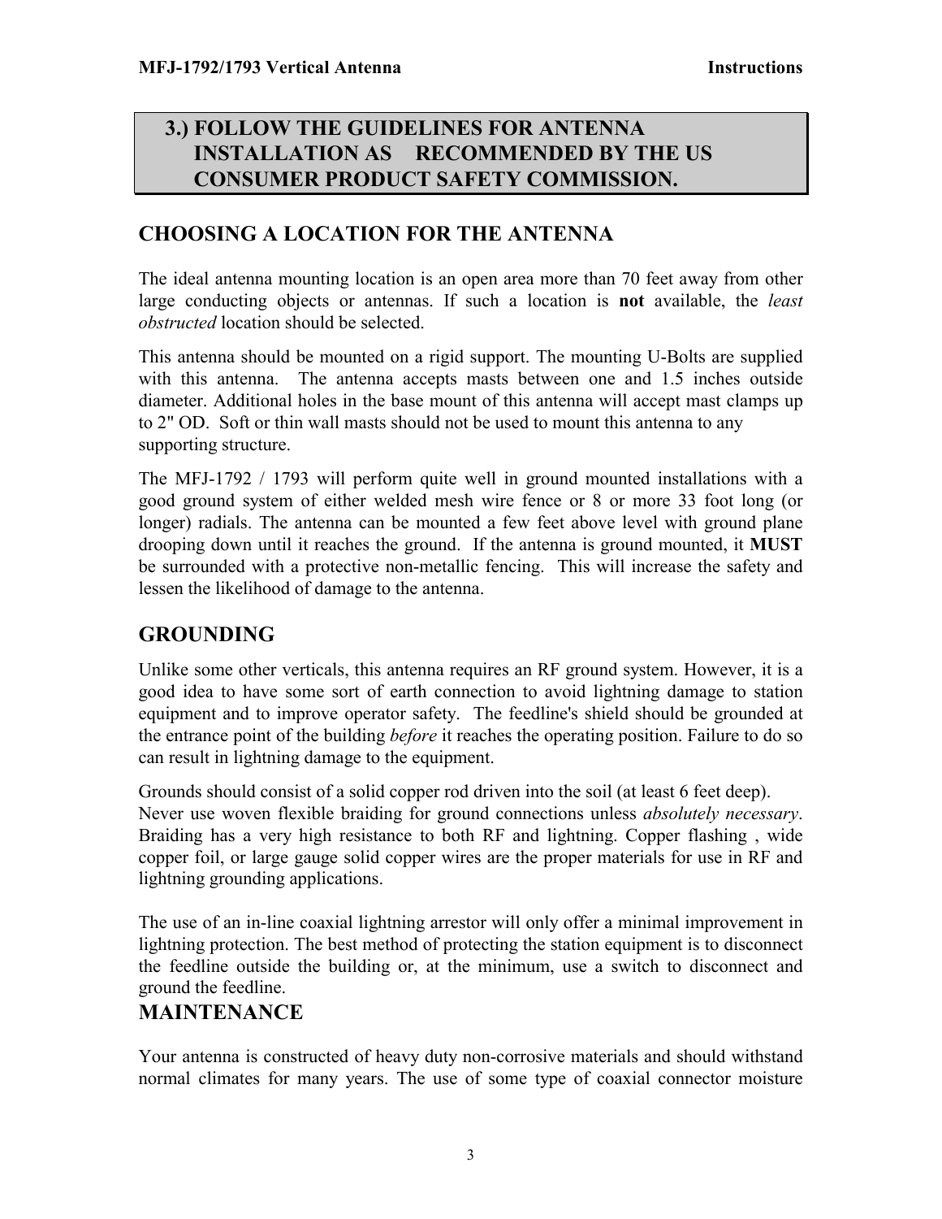**3.) FOLLOW THE GUIDELINES FOR ANTENNA INSTALLATION AS RECOMMENDED BY THE US CONSUMER PRODUCT SAFETY COMMISSION.**

## CHOOSING A LOCATION FOR THE ANTENNA

The ideal antenna mounting location is an open area more than 70 feet away from other large conducting objects or antennas. If such a location is **not** available, the *least obstructed* location should be selected.

This antenna should be mounted on a rigid support. The mounting U-Bolts are supplied with this antenna. The antenna accepts masts between one and 1.5 inches outside diameter. Additional holes in the base mount of this antenna will accept mast clamps up to 2" OD. Soft or thin wall masts should not be used to mount this antenna to any supporting structure.

The MFJ-1792 / 1793 will perform quite well in ground mounted installations with a good ground system of either welded mesh wire fence or 8 or more 33 foot long (or longer) radials. The antenna can be mounted a few feet above level with ground plane drooping down until it reaches the ground. If the antenna is ground mounted, it **MUST** be surrounded with a protective non-metallic fencing. This will increase the safety and lessen the likelihood of damage to the antenna.

## GROUNDING

Unlike some other verticals, this antenna requires an RF ground system. However, it is a good idea to have some sort of earth connection to avoid lightning damage to station equipment and to improve operator safety. The feedline's shield should be grounded at the entrance point of the building *before* it reaches the operating position. Failure to do so can result in lightning damage to the equipment.

Grounds should consist of a solid copper rod driven into the soil (at least 6 feet deep). Never use woven flexible braiding for ground connections unless *absolutely necessary*. Braiding has a very high resistance to both RF and lightning. Copper flashing , wide copper foil, or large gauge solid copper wires are the proper materials for use in RF and lightning grounding applications.

The use of an in-line coaxial lightning arrestor will only offer a minimal improvement in lightning protection. The best method of protecting the station equipment is to disconnect the feedline outside the building or, at the minimum, use a switch to disconnect and ground the feedline.

## MAINTENANCE

Your antenna is constructed of heavy duty non-corrosive materials and should withstand normal climates for many years. The use of some type of coaxial connector moisture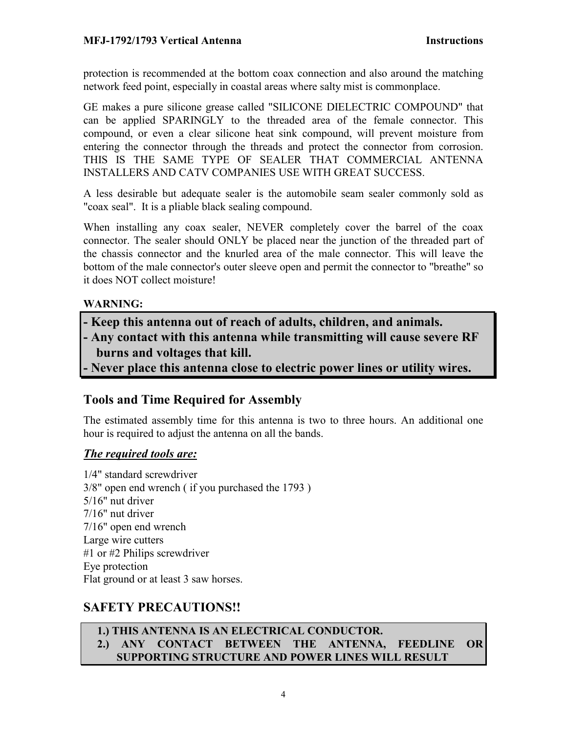protection is recommended at the bottom coax connection and also around the matching network feed point, especially in coastal areas where salty mist is commonplace.

GE makes a pure silicone grease called "SILICONE DIELECTRIC COMPOUND" that can be applied SPARINGLY to the threaded area of the female connector. This compound, or even a clear silicone heat sink compound, will prevent moisture from entering the connector through the threads and protect the connector from corrosion. THIS IS THE SAME TYPE OF SEALER THAT COMMERCIAL ANTENNA INSTALLERS AND CATV COMPANIES USE WITH GREAT SUCCESS.

A less desirable but adequate sealer is the automobile seam sealer commonly sold as "coax seal". It is a pliable black sealing compound.

When installing any coax sealer, NEVER completely cover the barrel of the coax connector. The sealer should ONLY be placed near the junction of the threaded part of the chassis connector and the knurled area of the male connector. This will leave the bottom of the male connector's outer sleeve open and permit the connector to "breathe" so it does NOT collect moisture!

**WARNING:**

**- Keep this antenna out of reach of adults, children, and animals.**
**- Any contact with this antenna while transmitting will cause severe RF burns and voltages that kill.**
**- Never place this antenna close to electric power lines or utility wires.**

## Tools and Time Required for Assembly

The estimated assembly time for this antenna is two to three hours. An additional one hour is required to adjust the antenna on all the bands.

***The required tools are:***

1/4" standard screwdriver
3/8" open end wrench ( if you purchased the 1793 )
5/16" nut driver
7/16" nut driver
7/16" open end wrench
Large wire cutters
#1 or #2 Philips screwdriver
Eye protection
Flat ground or at least 3 saw horses.

## SAFETY PRECAUTIONS!!

**1.) THIS ANTENNA IS AN ELECTRICAL CONDUCTOR.**
**2.) ANY CONTACT BETWEEN THE ANTENNA, FEEDLINE OR SUPPORTING STRUCTURE AND POWER LINES WILL RESULT**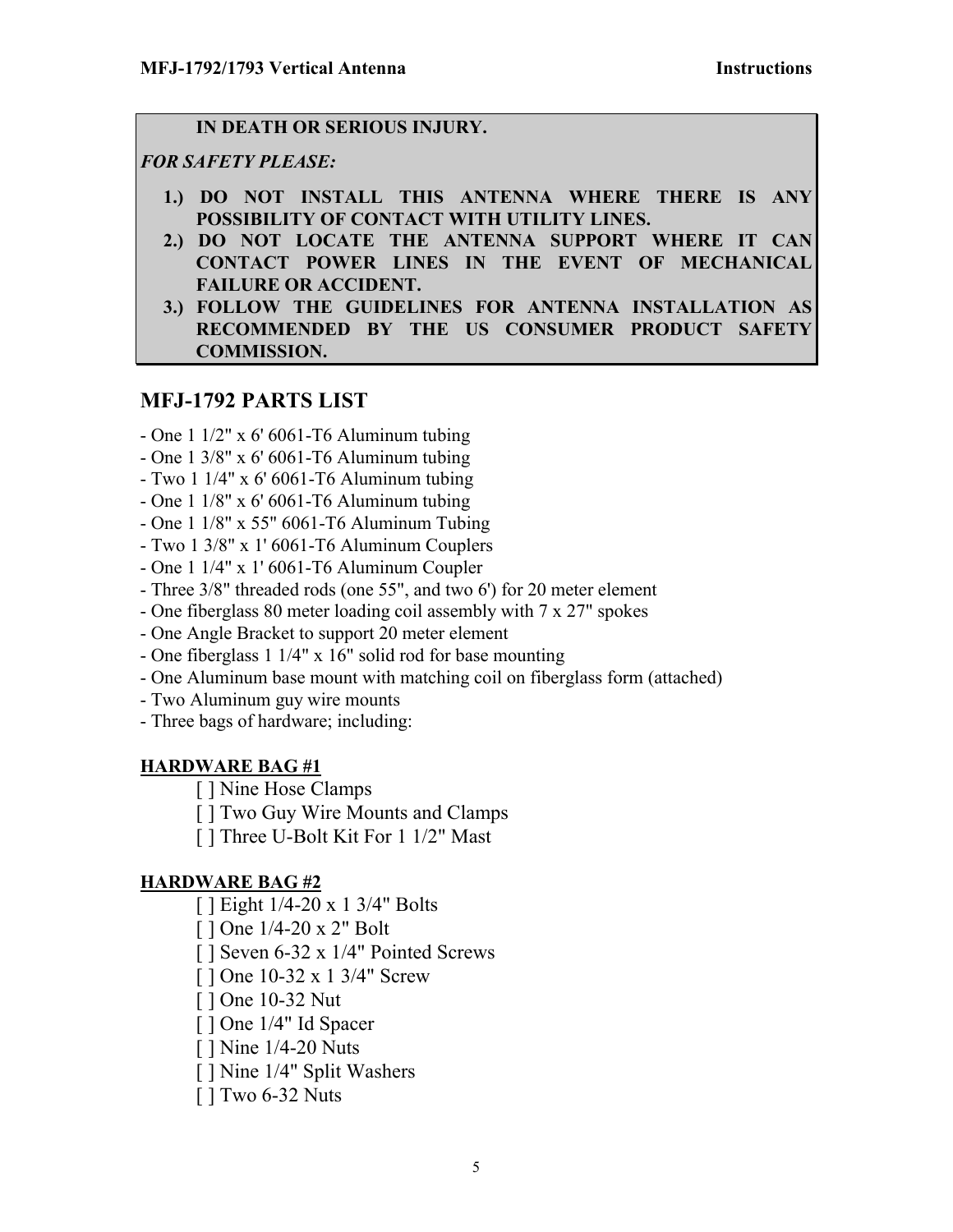**IN DEATH OR SERIOUS INJURY.**

***FOR SAFETY PLEASE:***

1.) **DO NOT INSTALL THIS ANTENNA WHERE THERE IS ANY POSSIBILITY OF CONTACT WITH UTILITY LINES.**
2.) **DO NOT LOCATE THE ANTENNA SUPPORT WHERE IT CAN CONTACT POWER LINES IN THE EVENT OF MECHANICAL FAILURE OR ACCIDENT.**
3.) **FOLLOW THE GUIDELINES FOR ANTENNA INSTALLATION AS RECOMMENDED BY THE US CONSUMER PRODUCT SAFETY COMMISSION.**

## MFJ-1792 PARTS LIST

- One 1 1/2" x 6' 6061-T6 Aluminum tubing
- One 1 3/8" x 6' 6061-T6 Aluminum tubing
- Two 1 1/4" x 6' 6061-T6 Aluminum tubing
- One 1 1/8" x 6' 6061-T6 Aluminum tubing
- One 1 1/8" x 55" 6061-T6 Aluminum Tubing
- Two 1 3/8" x 1' 6061-T6 Aluminum Couplers
- One 1 1/4" x 1' 6061-T6 Aluminum Coupler
- Three 3/8" threaded rods (one 55", and two 6') for 20 meter element
- One fiberglass 80 meter loading coil assembly with 7 x 27" spokes
- One Angle Bracket to support 20 meter element
- One fiberglass 1 1/4" x 16" solid rod for base mounting
- One Aluminum base mount with matching coil on fiberglass form (attached)
- Two Aluminum guy wire mounts
- Three bags of hardware; including:

**HARDWARE BAG #1**

[ ] Nine Hose Clamps
[ ] Two Guy Wire Mounts and Clamps
[ ] Three U-Bolt Kit For 1 1/2" Mast

**HARDWARE BAG #2**

[ ] Eight 1/4-20 x 1 3/4" Bolts
[ ] One 1/4-20 x 2" Bolt
[ ] Seven 6-32 x 1/4" Pointed Screws
[ ] One 10-32 x 1 3/4" Screw
[ ] One 10-32 Nut
[ ] One 1/4" Id Spacer
[ ] Nine 1/4-20 Nuts
[ ] Nine 1/4" Split Washers
[ ] Two 6-32 Nuts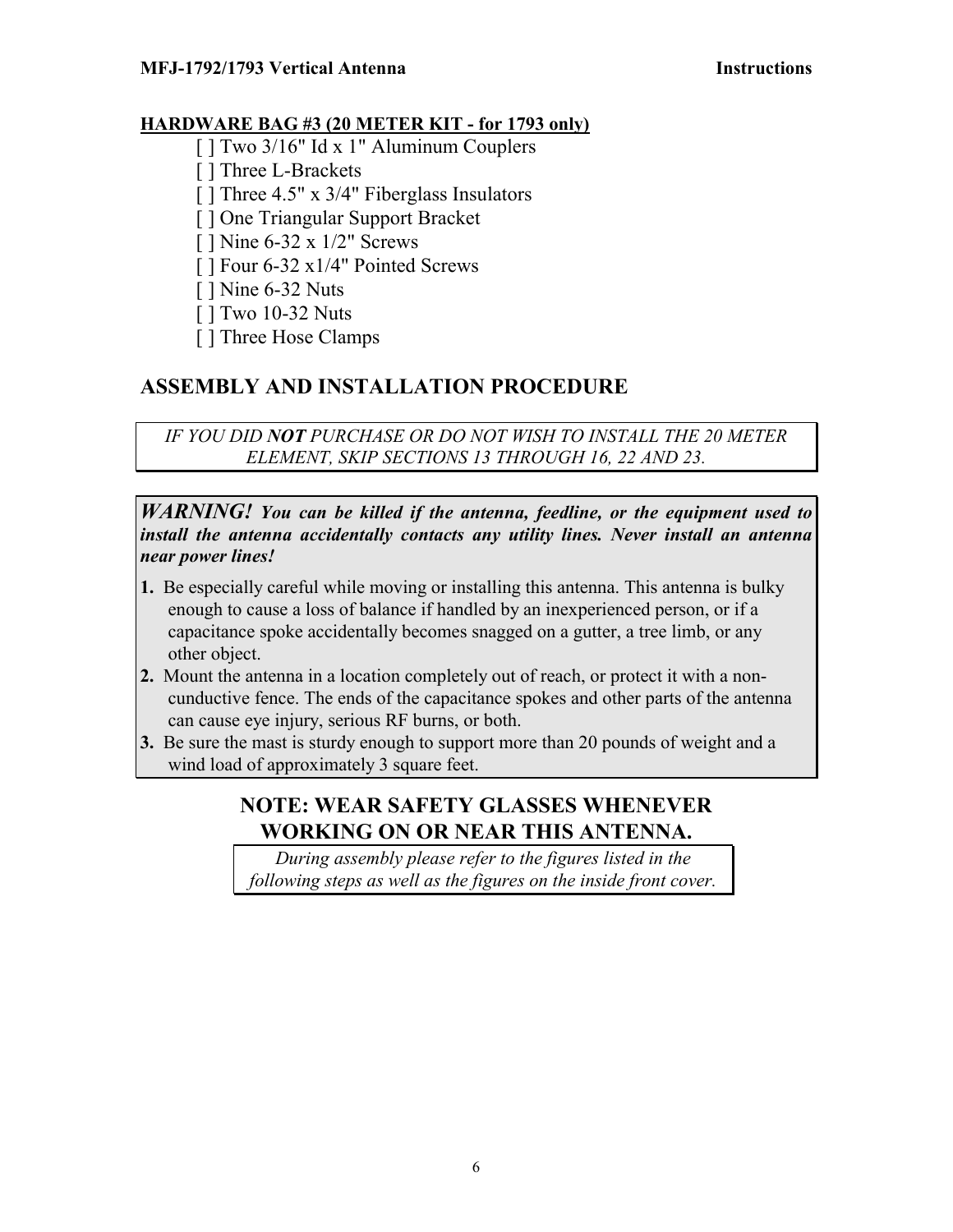**HARDWARE BAG #3 (20 METER KIT - for 1793 only)**

[ ] Two 3/16" Id x 1" Aluminum Couplers
[ ] Three L-Brackets
[ ] Three 4.5" x 3/4" Fiberglass Insulators
[ ] One Triangular Support Bracket
[ ] Nine 6-32 x 1/2" Screws
[ ] Four 6-32 x1/4" Pointed Screws
[ ] Nine 6-32 Nuts
[ ] Two 10-32 Nuts
[ ] Three Hose Clamps

## ASSEMBLY AND INSTALLATION PROCEDURE

*IF YOU DID **NOT** PURCHASE OR DO NOT WISH TO INSTALL THE 20 METER ELEMENT, SKIP SECTIONS 13 THROUGH 16, 22 AND 23.*

***WARNING! You can be killed if the antenna, feedline, or the equipment used to install the antenna accidentally contacts any utility lines. Never install an antenna near power lines!***

**1.** Be especially careful while moving or installing this antenna. This antenna is bulky enough to cause a loss of balance if handled by an inexperienced person, or if a capacitance spoke accidentally becomes snagged on a gutter, a tree limb, or any other object.

**2.** Mount the antenna in a location completely out of reach, or protect it with a non-cunductive fence. The ends of the capacitance spokes and other parts of the antenna can cause eye injury, serious RF burns, or both.

**3.** Be sure the mast is sturdy enough to support more than 20 pounds of weight and a wind load of approximately 3 square feet.

**NOTE: WEAR SAFETY GLASSES WHENEVER WORKING ON OR NEAR THIS ANTENNA.**

*During assembly please refer to the figures listed in the following steps as well as the figures on the inside front cover.*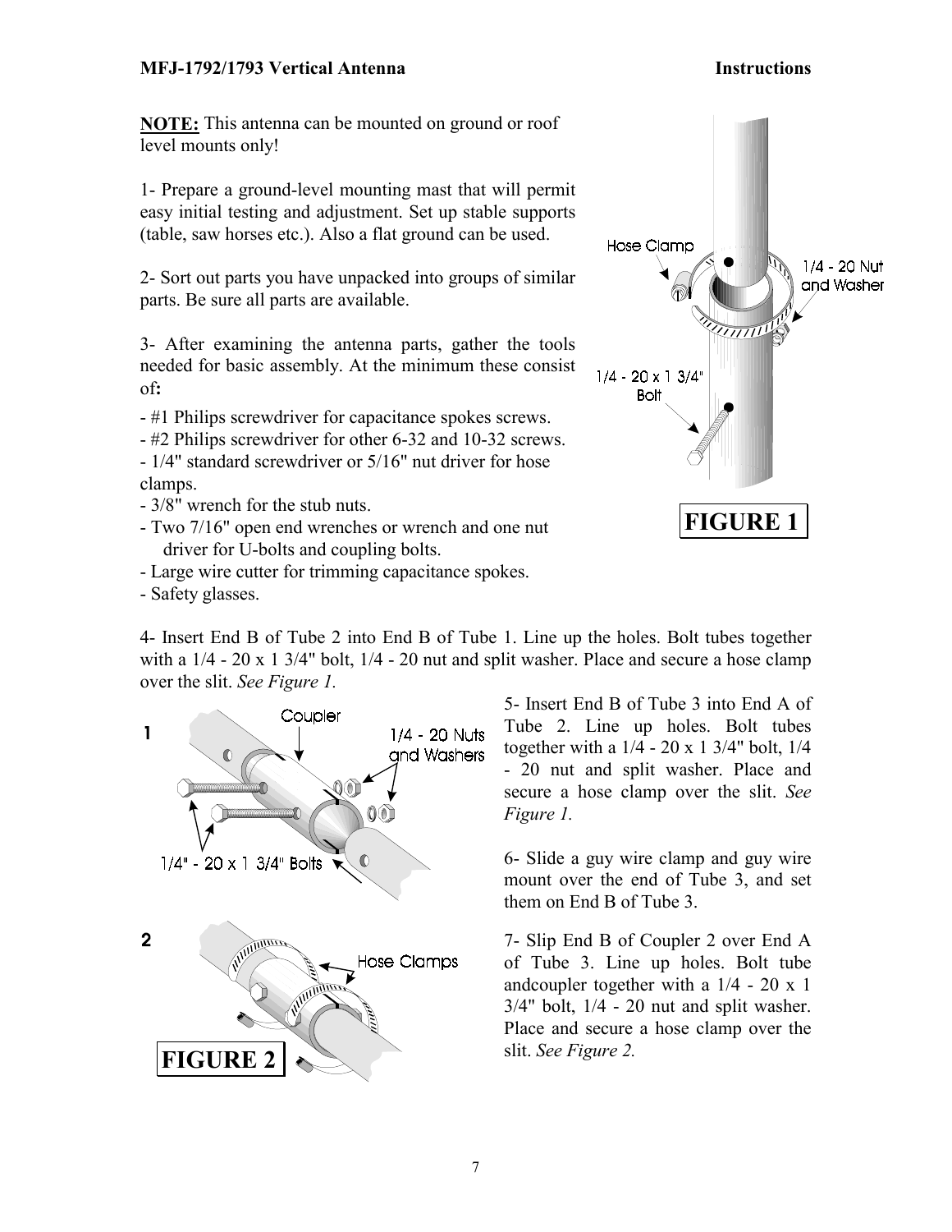**NOTE:** This antenna can be mounted on ground or roof level mounts only!

1- Prepare a ground-level mounting mast that will permit easy initial testing and adjustment. Set up stable supports (table, saw horses etc.). Also a flat ground can be used.

2- Sort out parts you have unpacked into groups of similar parts. Be sure all parts are available.

3- After examining the antenna parts, gather the tools needed for basic assembly. At the minimum these consist of**:**

- #1 Philips screwdriver for capacitance spokes screws.
- #2 Philips screwdriver for other 6-32 and 10-32 screws.
- 1/4" standard screwdriver or 5/16" nut driver for hose clamps.
- 3/8" wrench for the stub nuts.
- Two 7/16" open end wrenches or wrench and one nut driver for U-bolts and coupling bolts.
- Large wire cutter for trimming capacitance spokes.
- Safety glasses.

Hose Clamp

1/4 - 20 Nut and Washer

1/4 - 20 x 1 3/4" Bolt

**FIGURE 1**

4- Insert End B of Tube 2 into End B of Tube 1. Line up the holes. Bolt tubes together with a 1/4 - 20 x 1 3/4" bolt, 1/4 - 20 nut and split washer. Place and secure a hose clamp over the slit. *See Figure 1.*

5- Insert End B of Tube 3 into End A of Tube 2. Line up holes. Bolt tubes together with a 1/4 - 20 x 1 3/4" bolt, 1/4 - 20 nut and split washer. Place and secure a hose clamp over the slit. *See Figure 1.*

6- Slide a guy wire clamp and guy wire mount over the end of Tube 3, and set them on End B of Tube 3.

7- Slip End B of Coupler 2 over End A of Tube 3. Line up holes. Bolt tube andcoupler together with a 1/4 - 20 x 1 3/4" bolt, 1/4 - 20 nut and split washer. Place and secure a hose clamp over the slit. *See Figure 2.*

1

Coupler

1/4 - 20 Nuts and Washers

1/4" - 20 x 1 3/4" Bolts

2

Hose Clamps

**FIGURE 2**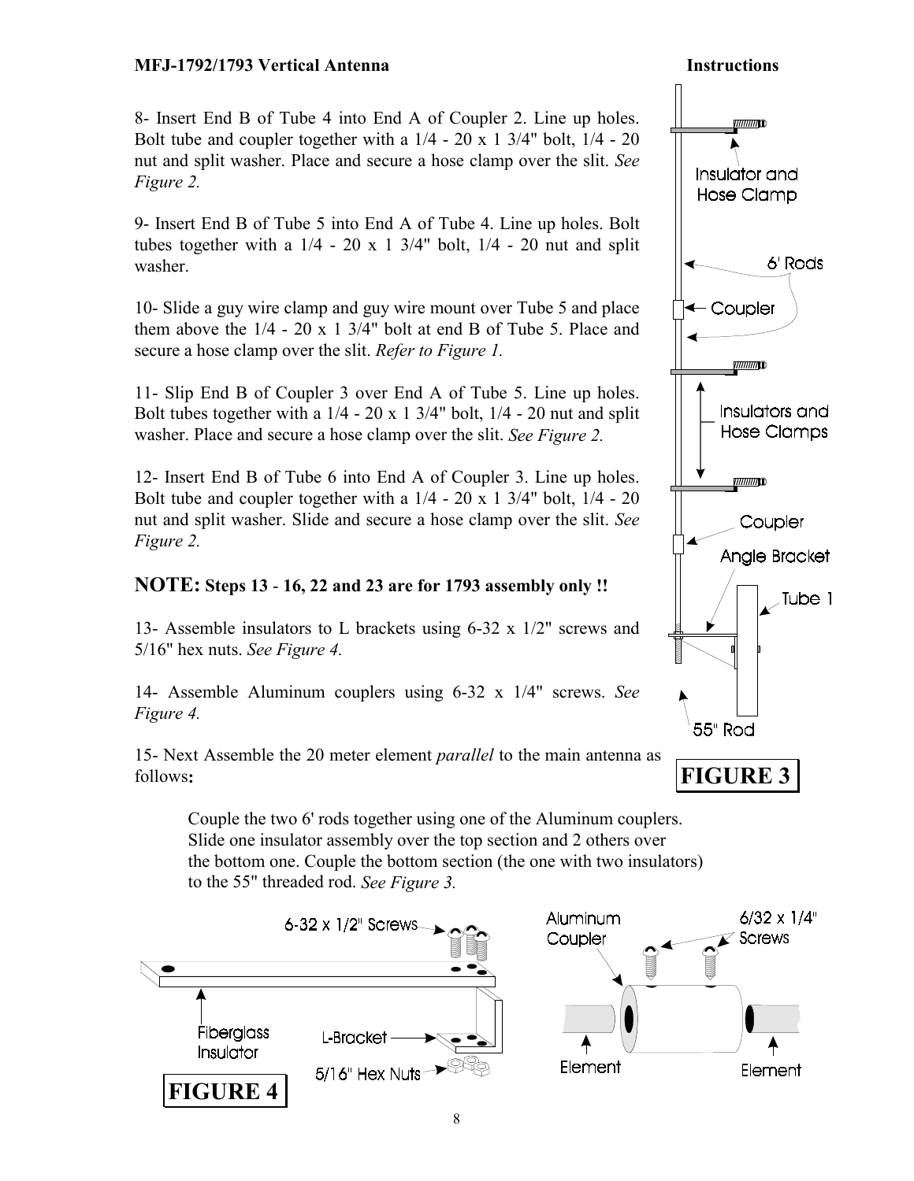8- Insert End B of Tube 4 into End A of Coupler 2. Line up holes. Bolt tube and coupler together with a 1/4 - 20 x 1 3/4" bolt, 1/4 - 20 nut and split washer. Place and secure a hose clamp over the slit. *See Figure 2.*

9- Insert End B of Tube 5 into End A of Tube 4. Line up holes. Bolt tubes together with a 1/4 - 20 x 1 3/4" bolt, 1/4 - 20 nut and split washer.

10- Slide a guy wire clamp and guy wire mount over Tube 5 and place them above the 1/4 - 20 x 1 3/4" bolt at end B of Tube 5. Place and secure a hose clamp over the slit. *Refer to Figure 1.*

11- Slip End B of Coupler 3 over End A of Tube 5. Line up holes. Bolt tubes together with a 1/4 - 20 x 1 3/4" bolt, 1/4 - 20 nut and split washer. Place and secure a hose clamp over the slit. *See Figure 2.*

12- Insert End B of Tube 6 into End A of Coupler 3. Line up holes. Bolt tube and coupler together with a 1/4 - 20 x 1 3/4" bolt, 1/4 - 20 nut and split washer. Slide and secure a hose clamp over the slit. *See Figure 2.*

**NOTE: Steps 13 - 16, 22 and 23 are for 1793 assembly only !!**

13- Assemble insulators to L brackets using 6-32 x 1/2" screws and 5/16" hex nuts. *See Figure 4.*

14- Assemble Aluminum couplers using 6-32 x 1/4" screws. *See Figure 4.*

15- Next Assemble the 20 meter element *parallel* to the main antenna as follows**:**

> Couple the two 6' rods together using one of the Aluminum couplers. Slide one insulator assembly over the top section and 2 others over the bottom one. Couple the bottom section (the one with two insulators) to the 55" threaded rod. *See Figure 3.*

Insulator and Hose Clamp

6' Rods

Coupler

Insulators and Hose Clamps

Coupler

Angle Bracket

Tube 1

55" Rod

**FIGURE 3**

6-32 x 1/2" Screws

Fiberglass Insulator

L-Bracket

5/16" Hex Nuts

Aluminum Coupler

6/32 x 1/4" Screws

Element

Element

**FIGURE 4**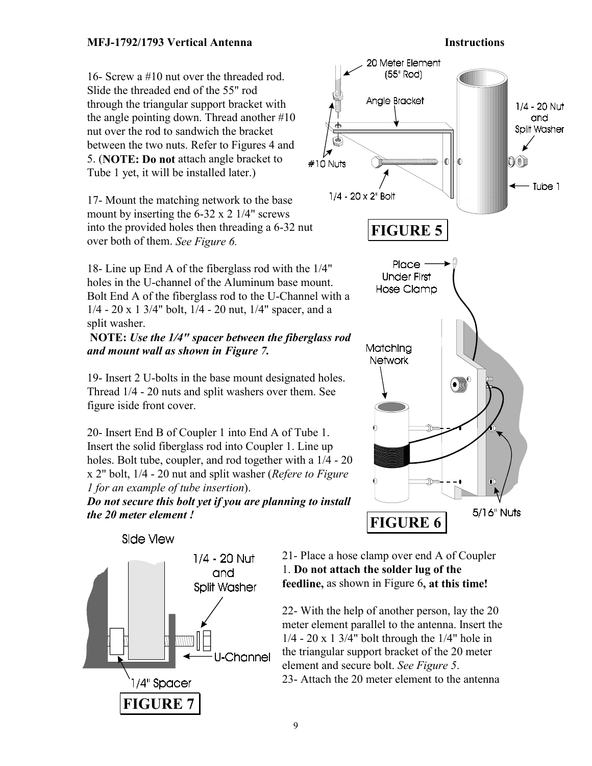16- Screw a #10 nut over the threaded rod. Slide the threaded end of the 55" rod through the triangular support bracket with the angle pointing down. Thread another #10 nut over the rod to sandwich the bracket between the two nuts. Refer to Figures 4 and 5. (**NOTE: Do not** attach angle bracket to Tube 1 yet, it will be installed later.)

17- Mount the matching network to the base mount by inserting the 6-32 x 2 1/4" screws into the provided holes then threading a 6-32 nut over both of them. *See Figure 6.*

18- Line up End A of the fiberglass rod with the 1/4" holes in the U-channel of the Aluminum base mount. Bolt End A of the fiberglass rod to the U-Channel with a 1/4 - 20 x 1 3/4" bolt, 1/4 - 20 nut, 1/4" spacer, and a split washer.

**NOTE:** ***Use the 1/4" spacer between the fiberglass rod and mount wall as shown in Figure 7.***

19- Insert 2 U-bolts in the base mount designated holes. Thread 1/4 - 20 nuts and split washers over them. See figure iside front cover.

20- Insert End B of Coupler 1 into End A of Tube 1. Insert the solid fiberglass rod into Coupler 1. Line up holes. Bolt tube, coupler, and rod together with a 1/4 - 20 x 2" bolt, 1/4 - 20 nut and split washer (*Refere to Figure 1 for an example of tube insertion*).

***Do not secure this bolt yet if you are planning to install the 20 meter element !***

**FIGURE 5**

**FIGURE 6**

**FIGURE 7**

21- Place a hose clamp over end A of Coupler 1. **Do not attach the solder lug of the feedline,** as shown in Figure 6**, at this time!**

22- With the help of another person, lay the 20 meter element parallel to the antenna. Insert the 1/4 - 20 x 1 3/4" bolt through the 1/4" hole in the triangular support bracket of the 20 meter element and secure bolt. *See Figure 5*.

23- Attach the 20 meter element to the antenna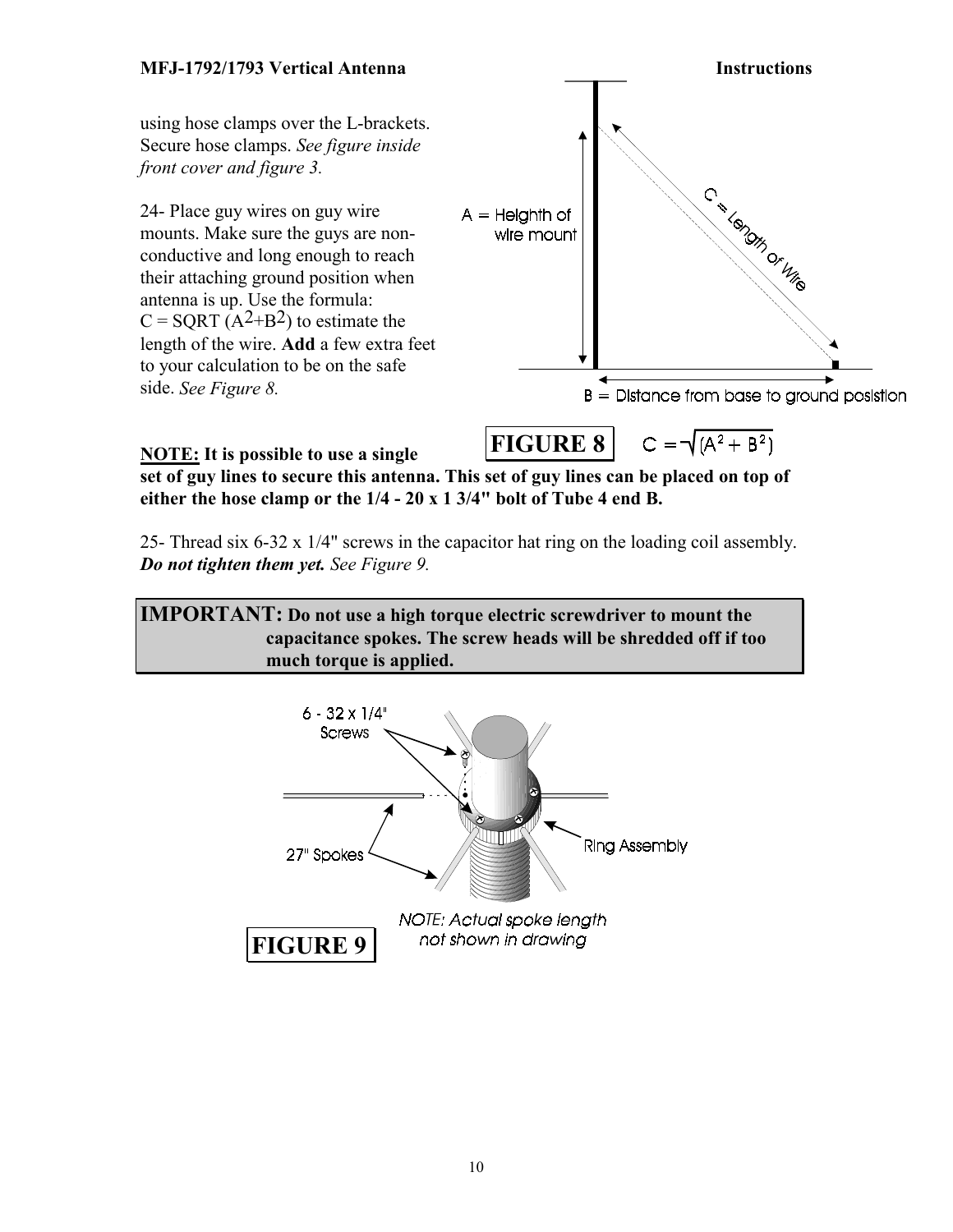using hose clamps over the L-brackets. Secure hose clamps. *See figure inside front cover and figure 3.*

24- Place guy wires on guy wire mounts. Make sure the guys are non-conductive and long enough to reach their attaching ground position when antenna is up. Use the formula: C = SQRT ($A^2$+$B^2$) to estimate the length of the wire. **Add** a few extra feet to your calculation to be on the safe side. *See Figure 8.*

A = Heighth of wire mount

C = Length of Wire

B = Distance from base to ground posistion

**FIGURE 8**

$$C = \sqrt{(A^2 + B^2)}$$

**NOTE: It is possible to use a single set of guy lines to secure this antenna. This set of guy lines can be placed on top of either the hose clamp or the 1/4 - 20 x 1 3/4" bolt of Tube 4 end B.**

25- Thread six 6-32 x 1/4" screws in the capacitor hat ring on the loading coil assembly. ***Do not tighten them yet.*** *See Figure 9.*

> **IMPORTANT: Do not use a high torque electric screwdriver to mount the capacitance spokes. The screw heads will be shredded off if too much torque is applied.**

6 - 32 x 1/4" Screws

27" Spokes

Ring Assembly

*NOTE: Actual spoke length not shown in drawing*

**FIGURE 9**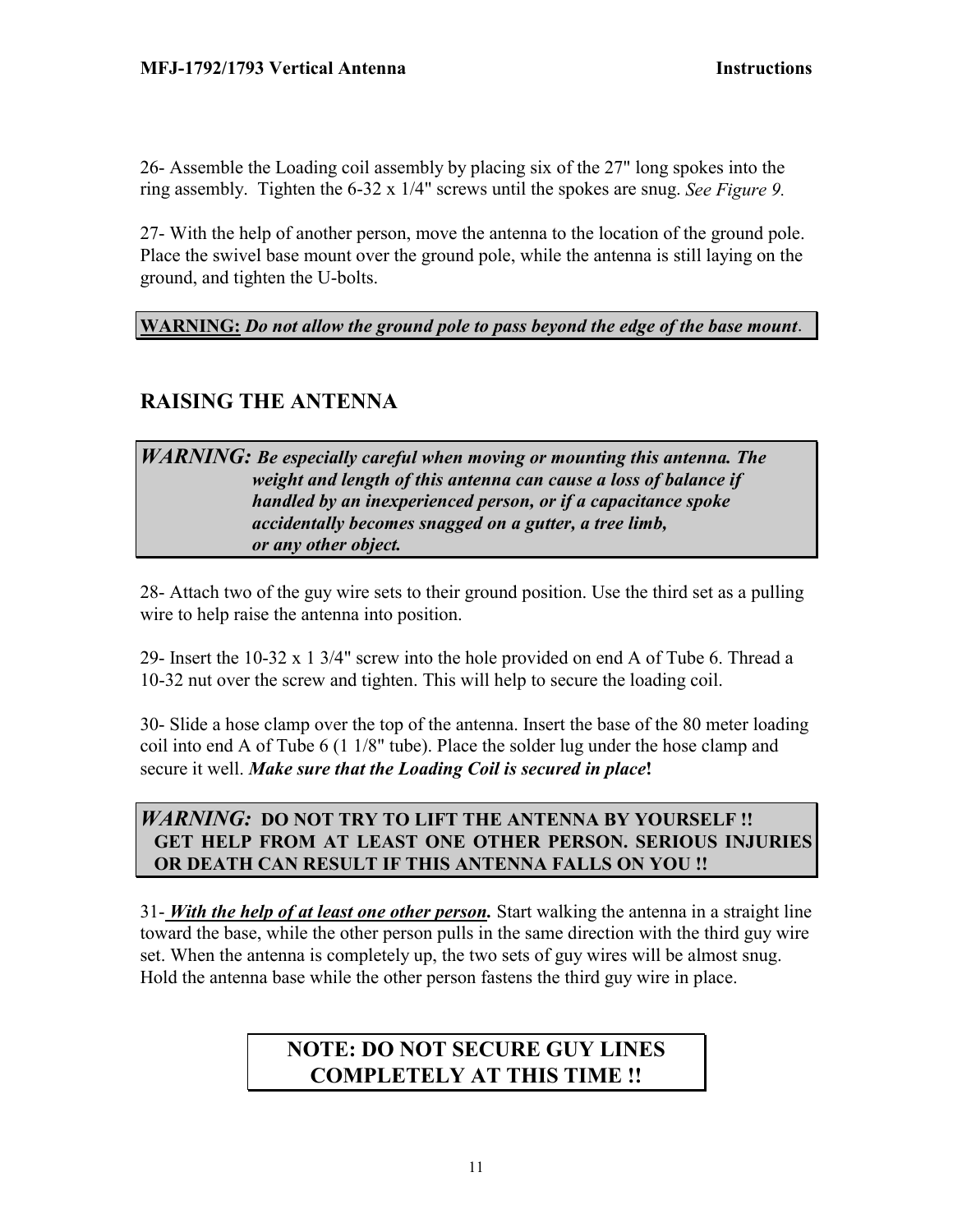26- Assemble the Loading coil assembly by placing six of the 27" long spokes into the ring assembly. Tighten the 6-32 x 1/4" screws until the spokes are snug. *See Figure 9.*

27- With the help of another person, move the antenna to the location of the ground pole. Place the swivel base mount over the ground pole, while the antenna is still laying on the ground, and tighten the U-bolts.

**WARNING:** ***Do not allow the ground pole to pass beyond the edge of the base mount.***

## RAISING THE ANTENNA

***WARNING: Be especially careful when moving or mounting this antenna. The weight and length of this antenna can cause a loss of balance if handled by an inexperienced person, or if a capacitance spoke accidentally becomes snagged on a gutter, a tree limb, or any other object.***

28- Attach two of the guy wire sets to their ground position. Use the third set as a pulling wire to help raise the antenna into position.

29- Insert the 10-32 x 1 3/4" screw into the hole provided on end A of Tube 6. Thread a 10-32 nut over the screw and tighten. This will help to secure the loading coil.

30- Slide a hose clamp over the top of the antenna. Insert the base of the 80 meter loading coil into end A of Tube 6 (1 1/8" tube). Place the solder lug under the hose clamp and secure it well. ***Make sure that the Loading Coil is secured in place*****!**

***WARNING:*** **DO NOT TRY TO LIFT THE ANTENNA BY YOURSELF !! GET HELP FROM AT LEAST ONE OTHER PERSON. SERIOUS INJURIES OR DEATH CAN RESULT IF THIS ANTENNA FALLS ON YOU !!**

31- ***With the help of at least one other person.*** Start walking the antenna in a straight line toward the base, while the other person pulls in the same direction with the third guy wire set. When the antenna is completely up, the two sets of guy wires will be almost snug. Hold the antenna base while the other person fastens the third guy wire in place.

**NOTE: DO NOT SECURE GUY LINES COMPLETELY AT THIS TIME !!**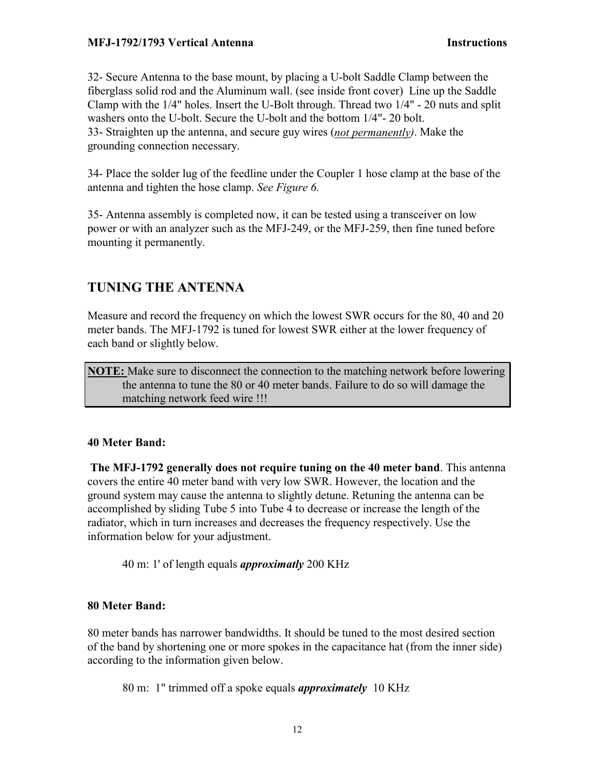32- Secure Antenna to the base mount, by placing a U-bolt Saddle Clamp between the fiberglass solid rod and the Aluminum wall. (see inside front cover) Line up the Saddle Clamp with the 1/4" holes. Insert the U-Bolt through. Thread two 1/4" - 20 nuts and split washers onto the U-bolt. Secure the U-bolt and the bottom 1/4"- 20 bolt.
33- Straighten up the antenna, and secure guy wires (***not permanently)***. Make the grounding connection necessary.

34- Place the solder lug of the feedline under the Coupler 1 hose clamp at the base of the antenna and tighten the hose clamp. *See Figure 6.*

35- Antenna assembly is completed now, it can be tested using a transceiver on low power or with an analyzer such as the MFJ-249, or the MFJ-259, then fine tuned before mounting it permanently.

## TUNING THE ANTENNA

Measure and record the frequency on which the lowest SWR occurs for the 80, 40 and 20 meter bands. The MFJ-1792 is tuned for lowest SWR either at the lower frequency of each band or slightly below.

> **NOTE:** Make sure to disconnect the connection to the matching network before lowering the antenna to tune the 80 or 40 meter bands. Failure to do so will damage the matching network feed wire !!!

**40 Meter Band:**

**The MFJ-1792 generally does not require tuning on the 40 meter band**. This antenna covers the entire 40 meter band with very low SWR. However, the location and the ground system may cause the antenna to slightly detune. Retuning the antenna can be accomplished by sliding Tube 5 into Tube 4 to decrease or increase the length of the radiator, which in turn increases and decreases the frequency respectively. Use the information below for your adjustment.

40 m: 1' of length equals ***approximatly*** 200 KHz

**80 Meter Band:**

80 meter bands has narrower bandwidths. It should be tuned to the most desired section of the band by shortening one or more spokes in the capacitance hat (from the inner side) according to the information given below.

80 m: 1" trimmed off a spoke equals ***approximately*** 10 KHz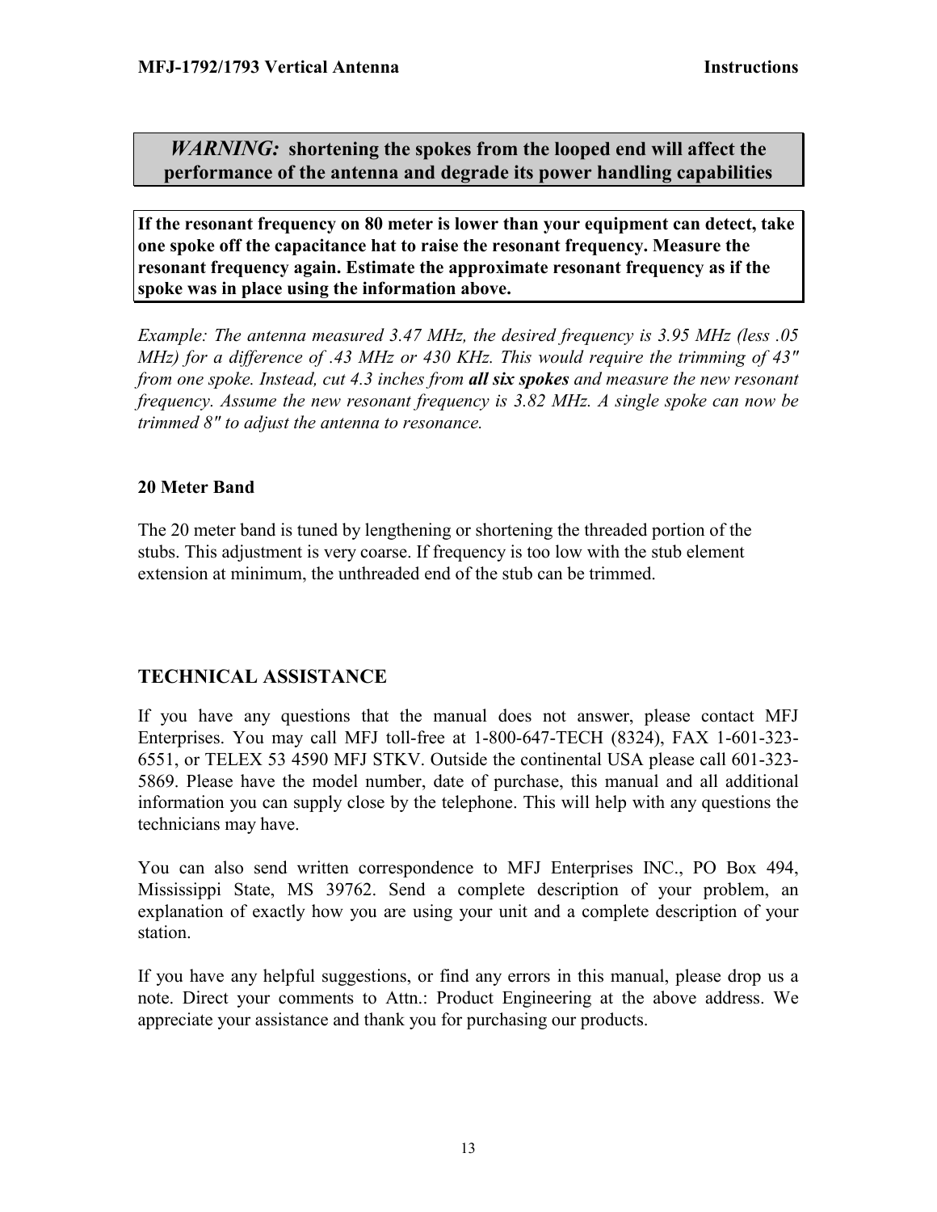***WARNING:* shortening the spokes from the looped end will affect the performance of the antenna and degrade its power handling capabilities**

**If the resonant frequency on 80 meter is lower than your equipment can detect, take one spoke off the capacitance hat to raise the resonant frequency. Measure the resonant frequency again. Estimate the approximate resonant frequency as if the spoke was in place using the information above.**

*Example: The antenna measured 3.47 MHz, the desired frequency is 3.95 MHz (less .05 MHz) for a difference of .43 MHz or 430 KHz. This would require the trimming of 43" from one spoke. Instead, cut 4.3 inches from **all six spokes** and measure the new resonant frequency. Assume the new resonant frequency is 3.82 MHz. A single spoke can now be trimmed 8" to adjust the antenna to resonance.*

**20 Meter Band**

The 20 meter band is tuned by lengthening or shortening the threaded portion of the stubs. This adjustment is very coarse. If frequency is too low with the stub element extension at minimum, the unthreaded end of the stub can be trimmed.

## TECHNICAL ASSISTANCE

If you have any questions that the manual does not answer, please contact MFJ Enterprises. You may call MFJ toll-free at 1-800-647-TECH (8324), FAX 1-601-323-6551, or TELEX 53 4590 MFJ STKV. Outside the continental USA please call 601-323-5869. Please have the model number, date of purchase, this manual and all additional information you can supply close by the telephone. This will help with any questions the technicians may have.

You can also send written correspondence to MFJ Enterprises INC., PO Box 494, Mississippi State, MS 39762. Send a complete description of your problem, an explanation of exactly how you are using your unit and a complete description of your station.

If you have any helpful suggestions, or find any errors in this manual, please drop us a note. Direct your comments to Attn.: Product Engineering at the above address. We appreciate your assistance and thank you for purchasing our products.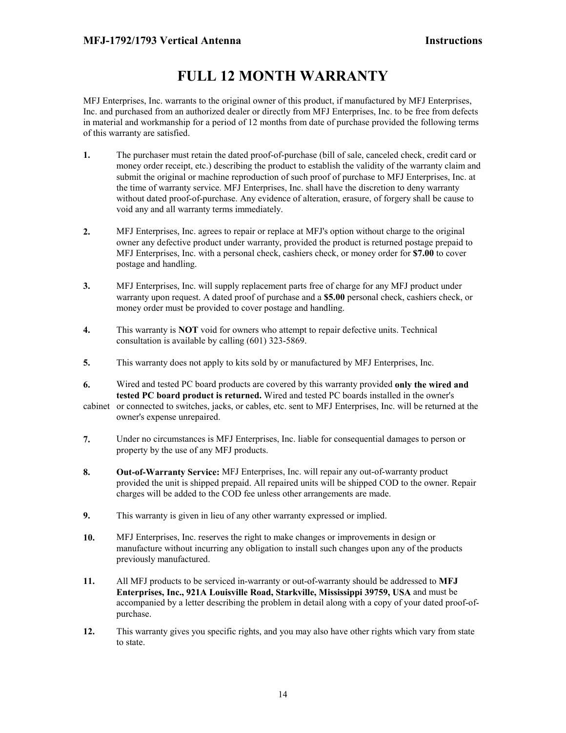# FULL 12 MONTH WARRANTY

MFJ Enterprises, Inc. warrants to the original owner of this product, if manufactured by MFJ Enterprises, Inc. and purchased from an authorized dealer or directly from MFJ Enterprises, Inc. to be free from defects in material and workmanship for a period of 12 months from date of purchase provided the following terms of this warranty are satisfied.

**1.** The purchaser must retain the dated proof-of-purchase (bill of sale, canceled check, credit card or money order receipt, etc.) describing the product to establish the validity of the warranty claim and submit the original or machine reproduction of such proof of purchase to MFJ Enterprises, Inc. at the time of warranty service. MFJ Enterprises, Inc. shall have the discretion to deny warranty without dated proof-of-purchase. Any evidence of alteration, erasure, of forgery shall be cause to void any and all warranty terms immediately.

**2.** MFJ Enterprises, Inc. agrees to repair or replace at MFJ's option without charge to the original owner any defective product under warranty, provided the product is returned postage prepaid to MFJ Enterprises, Inc. with a personal check, cashiers check, or money order for **$7.00** to cover postage and handling.

**3.** MFJ Enterprises, Inc. will supply replacement parts free of charge for any MFJ product under warranty upon request. A dated proof of purchase and a **$5.00** personal check, cashiers check, or money order must be provided to cover postage and handling.

**4.** This warranty is **NOT** void for owners who attempt to repair defective units. Technical consultation is available by calling (601) 323-5869.

**5.** This warranty does not apply to kits sold by or manufactured by MFJ Enterprises, Inc.

**6.** Wired and tested PC board products are covered by this warranty provided **only the wired and tested PC board product is returned.** Wired and tested PC boards installed in the owner's cabinet or connected to switches, jacks, or cables, etc. sent to MFJ Enterprises, Inc. will be returned at the owner's expense unrepaired.

**7.** Under no circumstances is MFJ Enterprises, Inc. liable for consequential damages to person or property by the use of any MFJ products.

**8.** **Out-of-Warranty Service:** MFJ Enterprises, Inc. will repair any out-of-warranty product provided the unit is shipped prepaid. All repaired units will be shipped COD to the owner. Repair charges will be added to the COD fee unless other arrangements are made.

**9.** This warranty is given in lieu of any other warranty expressed or implied.

**10.** MFJ Enterprises, Inc. reserves the right to make changes or improvements in design or manufacture without incurring any obligation to install such changes upon any of the products previously manufactured.

**11.** All MFJ products to be serviced in-warranty or out-of-warranty should be addressed to **MFJ Enterprises, Inc., 921A Louisville Road, Starkville, Mississippi 39759, USA** and must be accompanied by a letter describing the problem in detail along with a copy of your dated proof-of-purchase.

**12.** This warranty gives you specific rights, and you may also have other rights which vary from state to state.